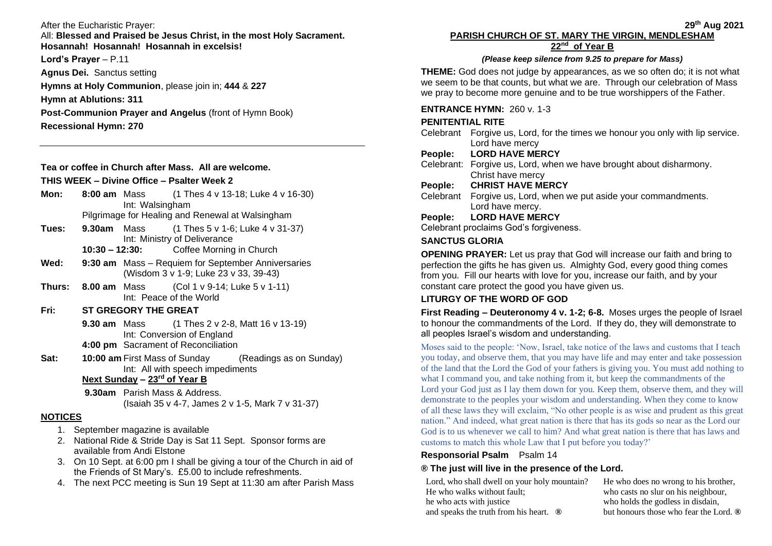After the Eucharistic Prayer:

All: **Blessed and Praised be Jesus Christ, in the most Holy Sacrament. Hosannah! Hosannah! Hosannah in excelsis!**

**Lord's Prayer** – P.11

**Agnus Dei.** Sanctus setting

**Hymns at Holy Communion**, please join in; **444** & **227**

**Hymn at Ablutions: 311**

**Post-Communion Prayer and Angelus** (front of Hymn Book)

**Recessional Hymn: 270**

---

**Tea or coffee in Church after Mass. All are welcome.**

**THIS WEEK – Divine Office – Psalter Week 2**

**Mon:** **8:00 am** Mass (1 Thes 4 v 13-18; Luke 4 v 16-30)
Int: Walsingham
Pilgrimage for Healing and Renewal at Walsingham

**Tues:** **9.30am** Mass (1 Thes 5 v 1-6; Luke 4 v 31-37)
Int: Ministry of Deliverance
**10:30 – 12:30:** Coffee Morning in Church

**Wed:** **9:30 am** Mass – Requiem for September Anniversaries (Wisdom 3 v 1-9; Luke 23 v 33, 39-43)

**Thurs:** **8.00 am** Mass (Col 1 v 9-14; Luke 5 v 1-11)
Int: Peace of the World

**Fri:** **ST GREGORY THE GREAT**
**9.30 am** Mass (1 Thes 2 v 2-8, Matt 16 v 13-19)
Int: Conversion of England
**4:00 pm** Sacrament of Reconciliation

**Sat:** **10:00 am** First Mass of Sunday (Readings as on Sunday)
Int: All with speech impediments

**Next Sunday – 23rd of Year B**

**9.30am** Parish Mass & Address.
(Isaiah 35 v 4-7, James 2 v 1-5, Mark 7 v 31-37)

## NOTICES

1. September magazine is available
2. National Ride & Stride Day is Sat 11 Sept. Sponsor forms are available from Andi Elstone
3. On 10 Sept. at 6:00 pm I shall be giving a tour of the Church in aid of the Friends of St Mary's. £5.00 to include refreshments.
4. The next PCC meeting is Sun 19 Sept at 11:30 am after Parish Mass

**29th Aug 2021**

## PARISH CHURCH OF ST. MARY THE VIRGIN, MENDLESHAM

## 22nd of Year B

***(Please keep silence from 9.25 to prepare for Mass)***

**THEME:** God does not judge by appearances, as we so often do; it is not what we seem to be that counts, but what we are. Through our celebration of Mass we pray to become more genuine and to be true worshippers of the Father.

**ENTRANCE HYMN:** 260 v. 1-3

**PENITENTIAL RITE**

Celebrant Forgive us, Lord, for the times we honour you only with lip service. Lord have mercy

**People: LORD HAVE MERCY**

Celebrant: Forgive us, Lord, when we have brought about disharmony. Christ have mercy

**People: CHRIST HAVE MERCY**

Celebrant Forgive us, Lord, when we put aside your commandments. Lord have mercy.

**People: LORD HAVE MERCY**

Celebrant proclaims God's forgiveness.

**SANCTUS GLORIA**

**OPENING PRAYER:** Let us pray that God will increase our faith and bring to perfection the gifts he has given us. Almighty God, every good thing comes from you. Fill our hearts with love for you, increase our faith, and by your constant care protect the good you have given us.

**LITURGY OF THE WORD OF GOD**

**First Reading – Deuteronomy 4 v. 1-2; 6-8.** Moses urges the people of Israel to honour the commandments of the Lord. If they do, they will demonstrate to all peoples Israel's wisdom and understanding.

Moses said to the people: 'Now, Israel, take notice of the laws and customs that I teach you today, and observe them, that you may have life and may enter and take possession of the land that the Lord the God of your fathers is giving you. You must add nothing to what I command you, and take nothing from it, but keep the commandments of the Lord your God just as I lay them down for you. Keep them, observe them, and they will demonstrate to the peoples your wisdom and understanding. When they come to know of all these laws they will exclaim, "No other people is as wise and prudent as this great nation." And indeed, what great nation is there that has its gods so near as the Lord our God is to us whenever we call to him? And what great nation is there that has laws and customs to match this whole Law that I put before you today?'

**Responsorial Psalm** Psalm 14

**® The just will live in the presence of the Lord.**

Lord, who shall dwell on your holy mountain?
He who walks without fault;
he who acts with justice
and speaks the truth from his heart. **®**

He who does no wrong to his brother,
who casts no slur on his neighbour,
who holds the godless in disdain,
but honours those who fear the Lord. **®**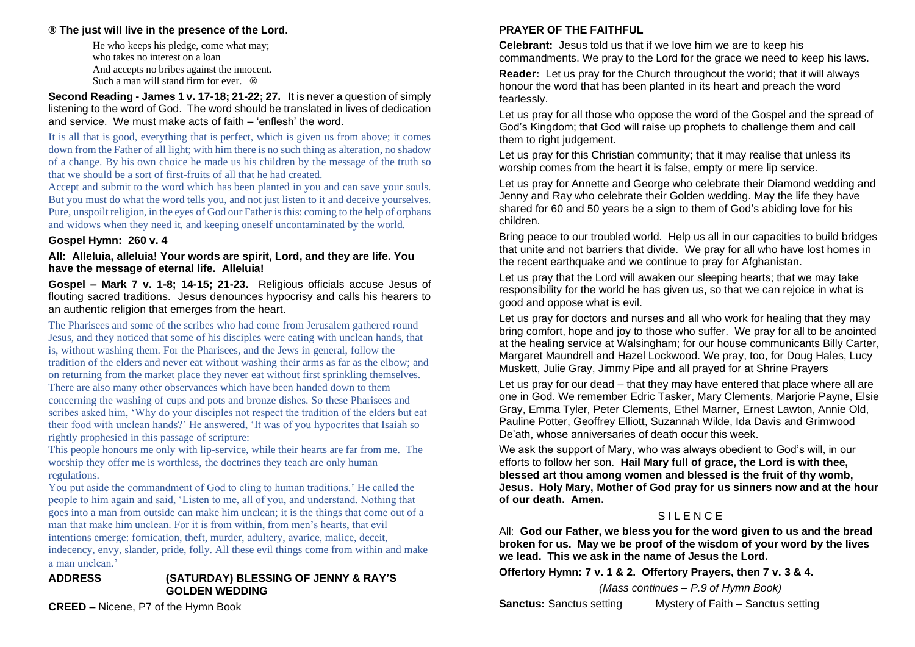**® The just will live in the presence of the Lord.**

He who keeps his pledge, come what may;
who takes no interest on a loan
And accepts no bribes against the innocent.
Such a man will stand firm for ever. **®**

**Second Reading - James 1 v. 17-18; 21-22; 27.** It is never a question of simply listening to the word of God. The word should be translated in lives of dedication and service. We must make acts of faith – 'enflesh' the word.

It is all that is good, everything that is perfect, which is given us from above; it comes down from the Father of all light; with him there is no such thing as alteration, no shadow of a change. By his own choice he made us his children by the message of the truth so that we should be a sort of first-fruits of all that he had created.

Accept and submit to the word which has been planted in you and can save your souls. But you must do what the word tells you, and not just listen to it and deceive yourselves. Pure, unspoilt religion, in the eyes of God our Father is this: coming to the help of orphans and widows when they need it, and keeping oneself uncontaminated by the world.

**Gospel Hymn: 260 v. 4**

**All: Alleluia, alleluia! Your words are spirit, Lord, and they are life. You have the message of eternal life. Alleluia!**

**Gospel – Mark 7 v. 1-8; 14-15; 21-23.** Religious officials accuse Jesus of flouting sacred traditions. Jesus denounces hypocrisy and calls his hearers to an authentic religion that emerges from the heart.

The Pharisees and some of the scribes who had come from Jerusalem gathered round Jesus, and they noticed that some of his disciples were eating with unclean hands, that is, without washing them. For the Pharisees, and the Jews in general, follow the tradition of the elders and never eat without washing their arms as far as the elbow; and on returning from the market place they never eat without first sprinkling themselves. There are also many other observances which have been handed down to them concerning the washing of cups and pots and bronze dishes. So these Pharisees and scribes asked him, 'Why do your disciples not respect the tradition of the elders but eat their food with unclean hands?' He answered, 'It was of you hypocrites that Isaiah so rightly prophesied in this passage of scripture:

This people honours me only with lip-service, while their hearts are far from me. The worship they offer me is worthless, the doctrines they teach are only human regulations.

You put aside the commandment of God to cling to human traditions.' He called the people to him again and said, 'Listen to me, all of you, and understand. Nothing that goes into a man from outside can make him unclean; it is the things that come out of a man that make him unclean. For it is from within, from men's hearts, that evil intentions emerge: fornication, theft, murder, adultery, avarice, malice, deceit, indecency, envy, slander, pride, folly. All these evil things come from within and make a man unclean.'

**ADDRESS** **(SATURDAY) BLESSING OF JENNY & RAY'S GOLDEN WEDDING**

**CREED –** Nicene, P7 of the Hymn Book

**PRAYER OF THE FAITHFUL**

**Celebrant:** Jesus told us that if we love him we are to keep his commandments. We pray to the Lord for the grace we need to keep his laws.

**Reader:** Let us pray for the Church throughout the world; that it will always honour the word that has been planted in its heart and preach the word fearlessly.

Let us pray for all those who oppose the word of the Gospel and the spread of God's Kingdom; that God will raise up prophets to challenge them and call them to right judgement.

Let us pray for this Christian community; that it may realise that unless its worship comes from the heart it is false, empty or mere lip service.

Let us pray for Annette and George who celebrate their Diamond wedding and Jenny and Ray who celebrate their Golden wedding. May the life they have shared for 60 and 50 years be a sign to them of God's abiding love for his children.

Bring peace to our troubled world. Help us all in our capacities to build bridges that unite and not barriers that divide. We pray for all who have lost homes in the recent earthquake and we continue to pray for Afghanistan.

Let us pray that the Lord will awaken our sleeping hearts; that we may take responsibility for the world he has given us, so that we can rejoice in what is good and oppose what is evil.

Let us pray for doctors and nurses and all who work for healing that they may bring comfort, hope and joy to those who suffer. We pray for all to be anointed at the healing service at Walsingham; for our house communicants Billy Carter, Margaret Maundrell and Hazel Lockwood. We pray, too, for Doug Hales, Lucy Muskett, Julie Gray, Jimmy Pipe and all prayed for at Shrine Prayers

Let us pray for our dead – that they may have entered that place where all are one in God. We remember Edric Tasker, Mary Clements, Marjorie Payne, Elsie Gray, Emma Tyler, Peter Clements, Ethel Marner, Ernest Lawton, Annie Old, Pauline Potter, Geoffrey Elliott, Suzannah Wilde, Ida Davis and Grimwood De'ath, whose anniversaries of death occur this week.

We ask the support of Mary, who was always obedient to God's will, in our efforts to follow her son. **Hail Mary full of grace, the Lord is with thee, blessed art thou among women and blessed is the fruit of thy womb, Jesus. Holy Mary, Mother of God pray for us sinners now and at the hour of our death. Amen.**

S I L E N C E

All: **God our Father, we bless you for the word given to us and the bread broken for us. May we be proof of the wisdom of your word by the lives we lead. This we ask in the name of Jesus the Lord.**

**Offertory Hymn: 7 v. 1 & 2. Offertory Prayers, then 7 v. 3 & 4.**

*(Mass continues – P.9 of Hymn Book)*

**Sanctus:** Sanctus setting Mystery of Faith – Sanctus setting